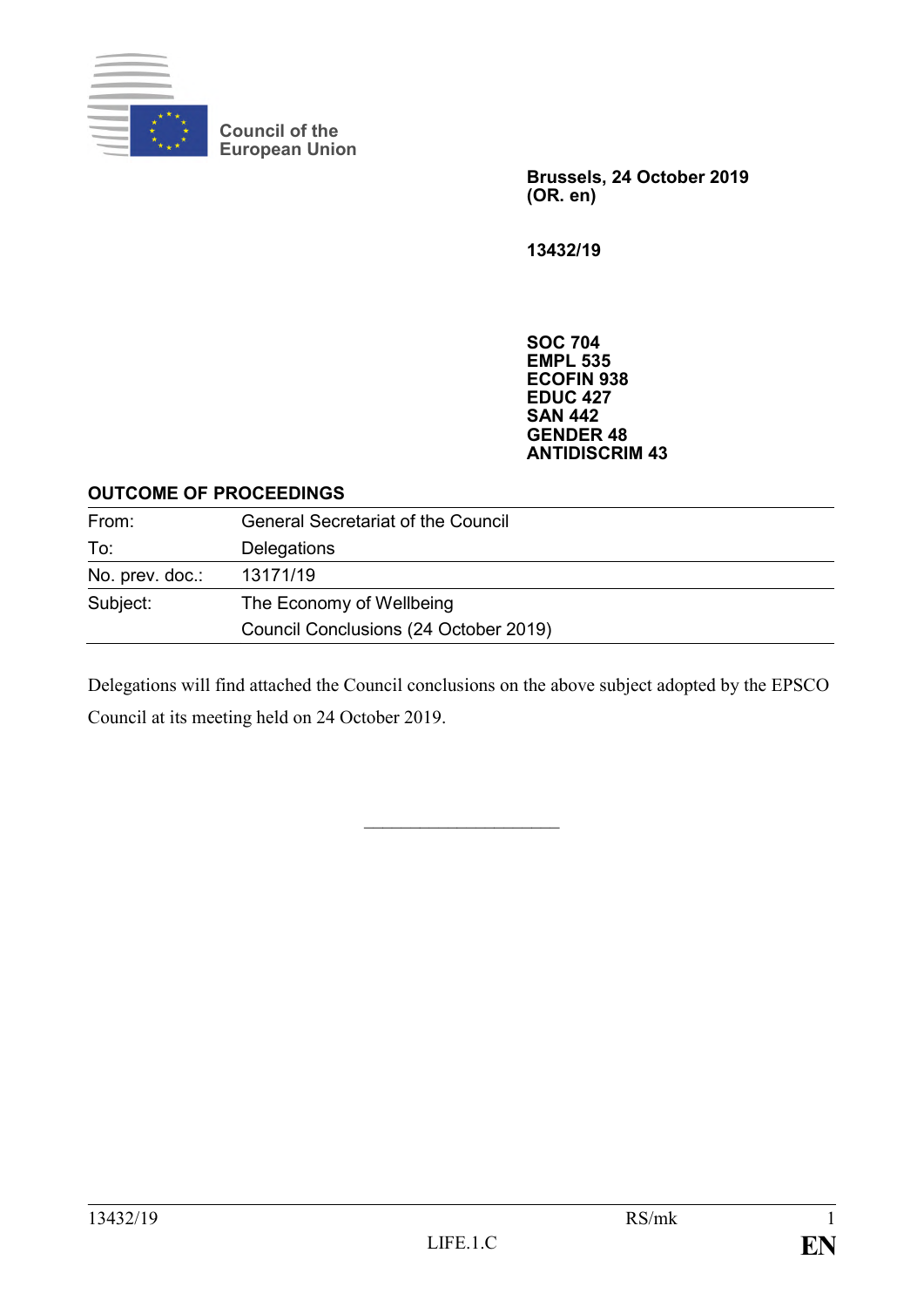Council of the European Union

**Brussels, 24 October 2019**
**(OR. en)**

**13432/19**

**SOC 704**
**EMPL 535**
**ECOFIN 938**
**EDUC 427**
**SAN 442**
**GENDER 48**
**ANTIDISCRIM 43**

**OUTCOME OF PROCEEDINGS**

| | |
|---|---|
| From: | General Secretariat of the Council |
| To: | Delegations |
| No. prev. doc.: | 13171/19 |
| Subject: | The Economy of Wellbeing<br>Council Conclusions (24 October 2019) |

Delegations will find attached the Council conclusions on the above subject adopted by the EPSCO Council at its meeting held on 24 October 2019.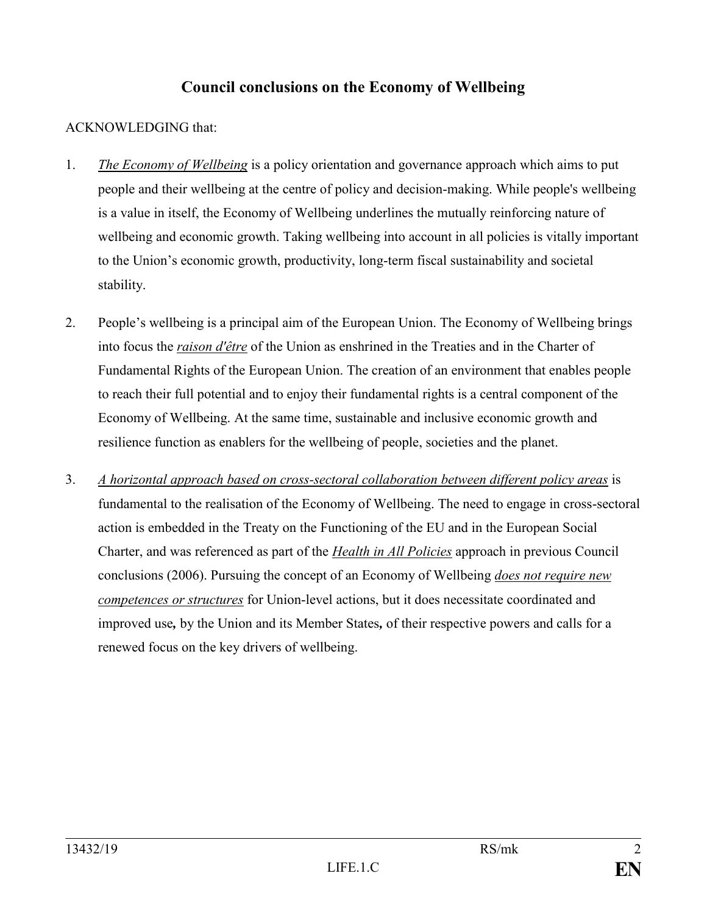# Council conclusions on the Economy of Wellbeing

ACKNOWLEDGING that:

1. *The Economy of Wellbeing* is a policy orientation and governance approach which aims to put people and their wellbeing at the centre of policy and decision-making. While people's wellbeing is a value in itself, the Economy of Wellbeing underlines the mutually reinforcing nature of wellbeing and economic growth. Taking wellbeing into account in all policies is vitally important to the Union's economic growth, productivity, long-term fiscal sustainability and societal stability.

2. People's wellbeing is a principal aim of the European Union. The Economy of Wellbeing brings into focus the *raison d'être* of the Union as enshrined in the Treaties and in the Charter of Fundamental Rights of the European Union. The creation of an environment that enables people to reach their full potential and to enjoy their fundamental rights is a central component of the Economy of Wellbeing. At the same time, sustainable and inclusive economic growth and resilience function as enablers for the wellbeing of people, societies and the planet.

3. *A horizontal approach based on cross-sectoral collaboration between different policy areas* is fundamental to the realisation of the Economy of Wellbeing. The need to engage in cross-sectoral action is embedded in the Treaty on the Functioning of the EU and in the European Social Charter, and was referenced as part of the *Health in All Policies* approach in previous Council conclusions (2006). Pursuing the concept of an Economy of Wellbeing *does not require new competences or structures* for Union-level actions, but it does necessitate coordinated and improved use**,** by the Union and its Member States**,** of their respective powers and calls for a renewed focus on the key drivers of wellbeing.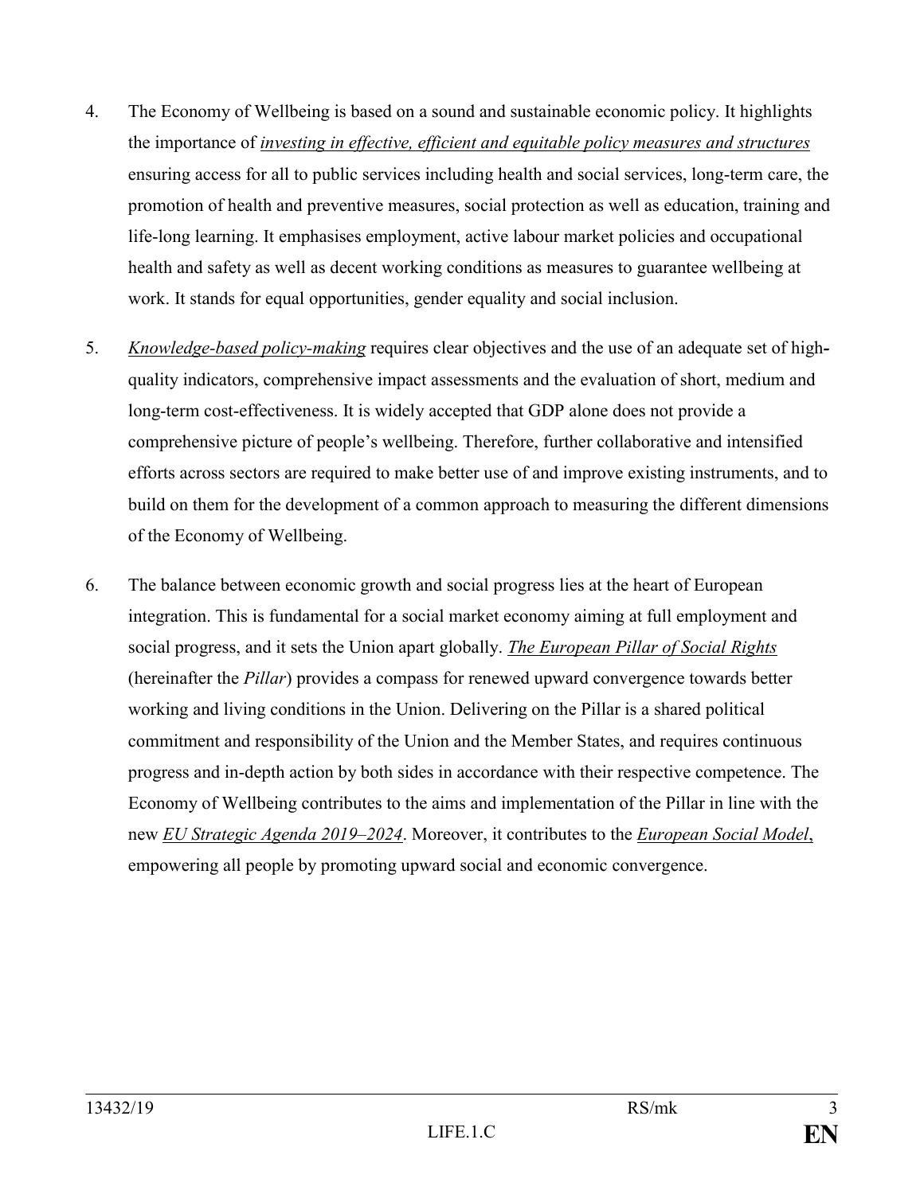4. The Economy of Wellbeing is based on a sound and sustainable economic policy. It highlights the importance of *investing in effective, efficient and equitable policy measures and structures* ensuring access for all to public services including health and social services, long-term care, the promotion of health and preventive measures, social protection as well as education, training and life-long learning. It emphasises employment, active labour market policies and occupational health and safety as well as decent working conditions as measures to guarantee wellbeing at work. It stands for equal opportunities, gender equality and social inclusion.

5. *Knowledge-based policy-making* requires clear objectives and the use of an adequate set of high-quality indicators, comprehensive impact assessments and the evaluation of short, medium and long-term cost-effectiveness. It is widely accepted that GDP alone does not provide a comprehensive picture of people's wellbeing. Therefore, further collaborative and intensified efforts across sectors are required to make better use of and improve existing instruments, and to build on them for the development of a common approach to measuring the different dimensions of the Economy of Wellbeing.

6. The balance between economic growth and social progress lies at the heart of European integration. This is fundamental for a social market economy aiming at full employment and social progress, and it sets the Union apart globally. *The European Pillar of Social Rights* (hereinafter the *Pillar*) provides a compass for renewed upward convergence towards better working and living conditions in the Union. Delivering on the Pillar is a shared political commitment and responsibility of the Union and the Member States, and requires continuous progress and in-depth action by both sides in accordance with their respective competence. The Economy of Wellbeing contributes to the aims and implementation of the Pillar in line with the new *EU Strategic Agenda 2019–2024*. Moreover, it contributes to the *European Social Model*, empowering all people by promoting upward social and economic convergence.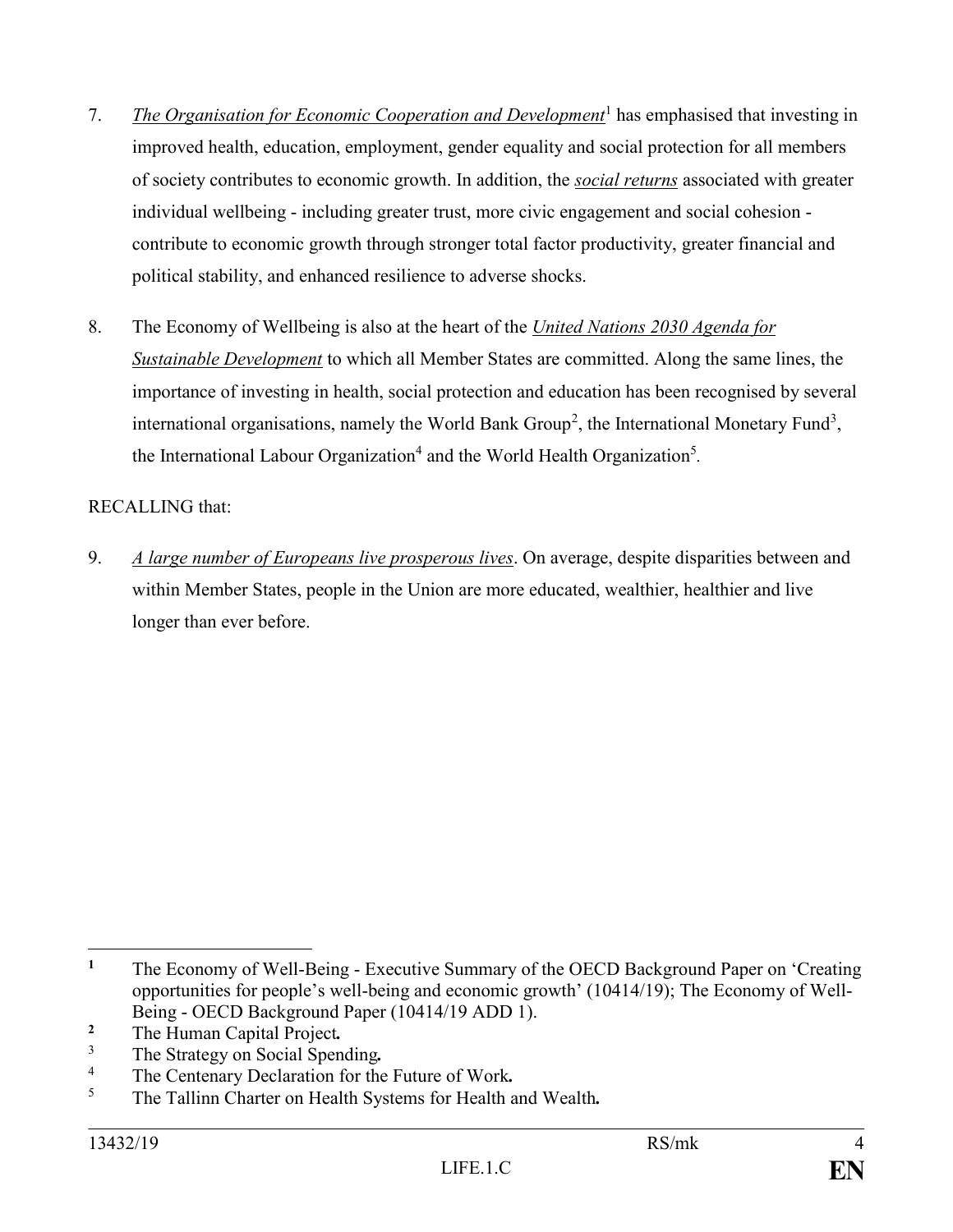7. *The Organisation for Economic Cooperation and Development*[1] has emphasised that investing in improved health, education, employment, gender equality and social protection for all members of society contributes to economic growth. In addition, the *social returns* associated with greater individual wellbeing - including greater trust, more civic engagement and social cohesion - contribute to economic growth through stronger total factor productivity, greater financial and political stability, and enhanced resilience to adverse shocks.

8. The Economy of Wellbeing is also at the heart of the *United Nations 2030 Agenda for Sustainable Development* to which all Member States are committed. Along the same lines, the importance of investing in health, social protection and education has been recognised by several international organisations, namely the World Bank Group[2], the International Monetary Fund[3], the International Labour Organization[4] and the World Health Organization[5].

RECALLING that:

9. *A large number of Europeans live prosperous lives*. On average, despite disparities between and within Member States, people in the Union are more educated, wealthier, healthier and live longer than ever before.

---

[1] The Economy of Well-Being - Executive Summary of the OECD Background Paper on 'Creating opportunities for people's well-being and economic growth' (10414/19); The Economy of Well-Being - OECD Background Paper (10414/19 ADD 1).

[2] The Human Capital Project**.**

[3] The Strategy on Social Spending**.**

[4] The Centenary Declaration for the Future of Work**.**

[5] The Tallinn Charter on Health Systems for Health and Wealth**.**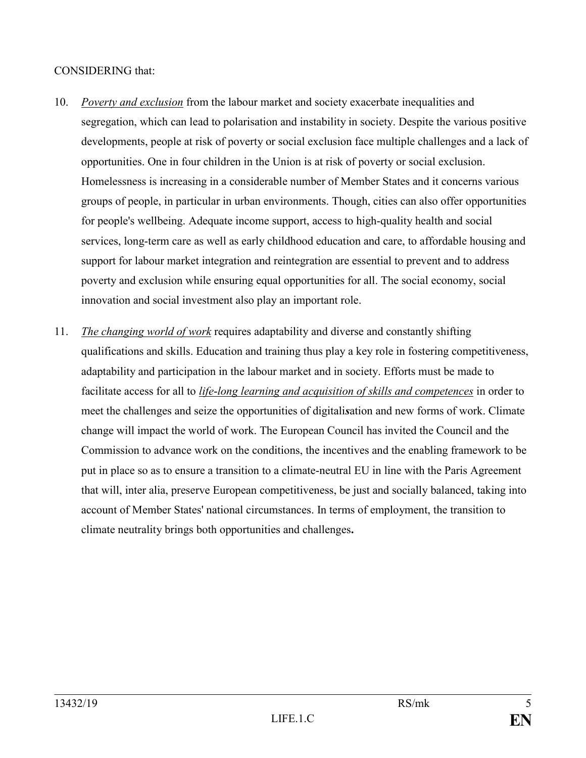CONSIDERING that:

10. *Poverty and exclusion* from the labour market and society exacerbate inequalities and segregation, which can lead to polarisation and instability in society. Despite the various positive developments, people at risk of poverty or social exclusion face multiple challenges and a lack of opportunities. One in four children in the Union is at risk of poverty or social exclusion. Homelessness is increasing in a considerable number of Member States and it concerns various groups of people, in particular in urban environments. Though, cities can also offer opportunities for people's wellbeing. Adequate income support, access to high-quality health and social services, long-term care as well as early childhood education and care, to affordable housing and support for labour market integration and reintegration are essential to prevent and to address poverty and exclusion while ensuring equal opportunities for all. The social economy, social innovation and social investment also play an important role.

11. *The changing world of work* requires adaptability and diverse and constantly shifting qualifications and skills. Education and training thus play a key role in fostering competitiveness, adaptability and participation in the labour market and in society. Efforts must be made to facilitate access for all to *life-long learning and acquisition of skills and competences* in order to meet the challenges and seize the opportunities of digitalisation and new forms of work. Climate change will impact the world of work. The European Council has invited the Council and the Commission to advance work on the conditions, the incentives and the enabling framework to be put in place so as to ensure a transition to a climate-neutral EU in line with the Paris Agreement that will, inter alia, preserve European competitiveness, be just and socially balanced, taking into account of Member States' national circumstances. In terms of employment, the transition to climate neutrality brings both opportunities and challenges.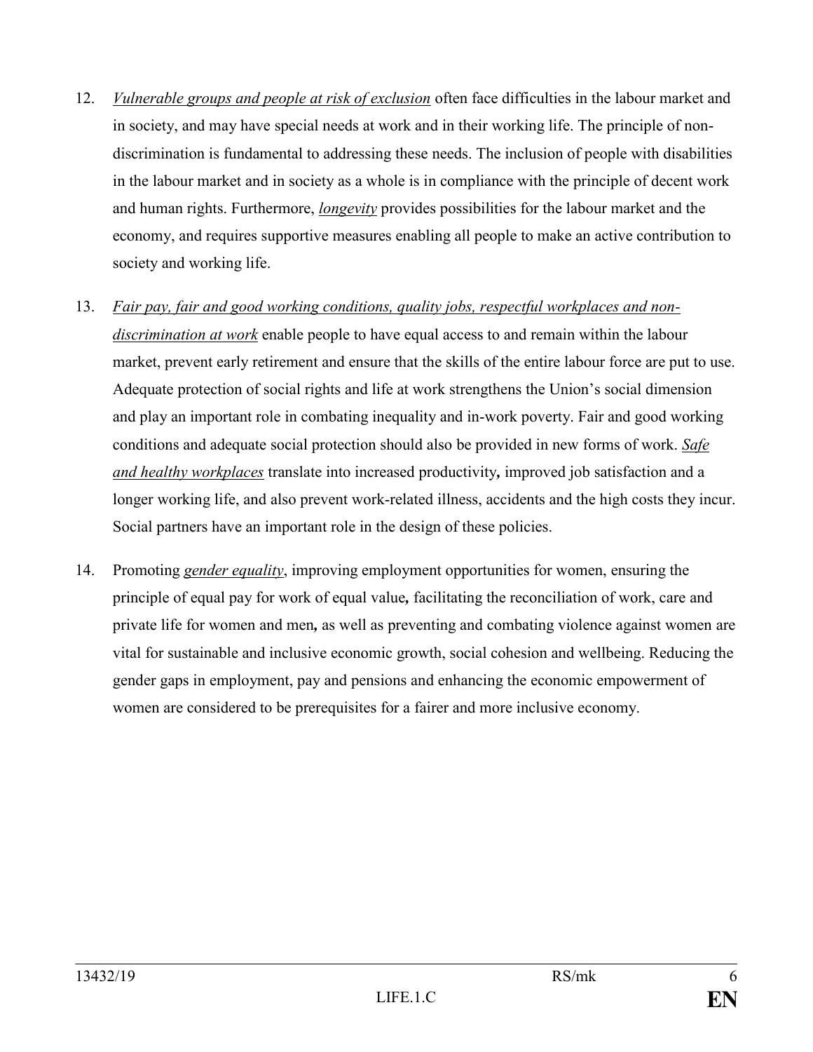12. *Vulnerable groups and people at risk of exclusion* often face difficulties in the labour market and in society, and may have special needs at work and in their working life. The principle of non-discrimination is fundamental to addressing these needs. The inclusion of people with disabilities in the labour market and in society as a whole is in compliance with the principle of decent work and human rights. Furthermore, *longevity* provides possibilities for the labour market and the economy, and requires supportive measures enabling all people to make an active contribution to society and working life.

13. *Fair pay, fair and good working conditions, quality jobs, respectful workplaces and non-discrimination at work* enable people to have equal access to and remain within the labour market, prevent early retirement and ensure that the skills of the entire labour force are put to use. Adequate protection of social rights and life at work strengthens the Union's social dimension and play an important role in combating inequality and in-work poverty. Fair and good working conditions and adequate social protection should also be provided in new forms of work. *Safe and healthy workplaces* translate into increased productivity**,** improved job satisfaction and a longer working life, and also prevent work-related illness, accidents and the high costs they incur. Social partners have an important role in the design of these policies.

14. Promoting *gender equality*, improving employment opportunities for women, ensuring the principle of equal pay for work of equal value**,** facilitating the reconciliation of work, care and private life for women and men**,** as well as preventing and combating violence against women are vital for sustainable and inclusive economic growth, social cohesion and wellbeing. Reducing the gender gaps in employment, pay and pensions and enhancing the economic empowerment of women are considered to be prerequisites for a fairer and more inclusive economy.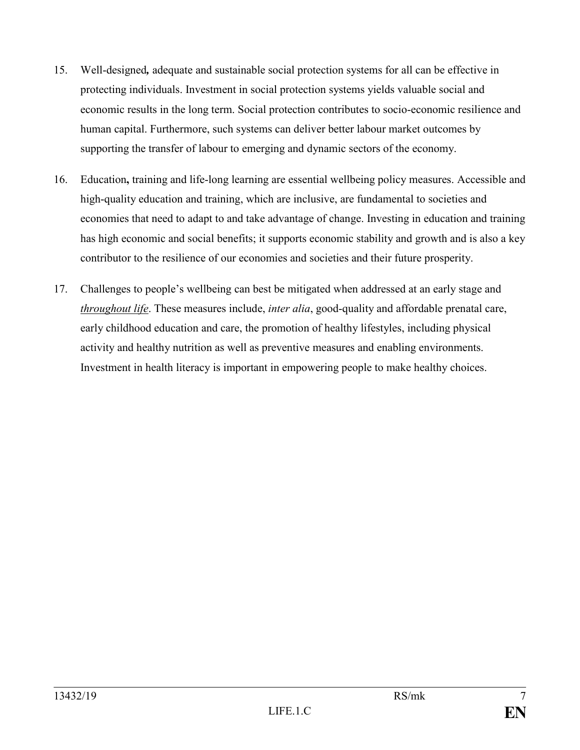15. Well-designed**,** adequate and sustainable social protection systems for all can be effective in protecting individuals. Investment in social protection systems yields valuable social and economic results in the long term. Social protection contributes to socio-economic resilience and human capital. Furthermore, such systems can deliver better labour market outcomes by supporting the transfer of labour to emerging and dynamic sectors of the economy.

16. Education**,** training and life-long learning are essential wellbeing policy measures. Accessible and high-quality education and training, which are inclusive, are fundamental to societies and economies that need to adapt to and take advantage of change. Investing in education and training has high economic and social benefits; it supports economic stability and growth and is also a key contributor to the resilience of our economies and societies and their future prosperity.

17. Challenges to people's wellbeing can best be mitigated when addressed at an early stage and <u>*throughout life*</u>. These measures include, *inter alia*, good-quality and affordable prenatal care, early childhood education and care, the promotion of healthy lifestyles, including physical activity and healthy nutrition as well as preventive measures and enabling environments. Investment in health literacy is important in empowering people to make healthy choices.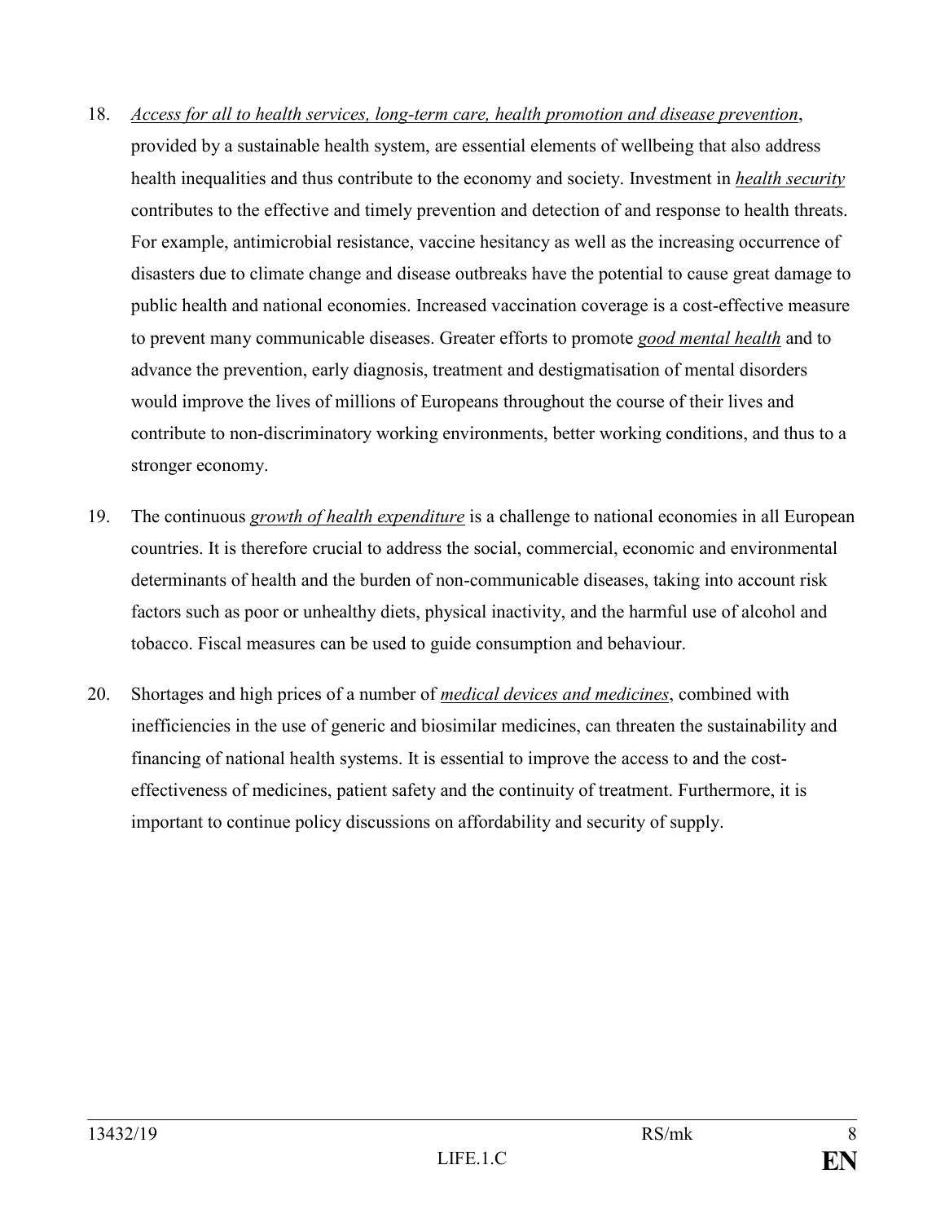18. *<u>Access for all to health services, long-term care, health promotion and disease prevention</u>*, provided by a sustainable health system, are essential elements of wellbeing that also address health inequalities and thus contribute to the economy and society. Investment in *<u>health security</u>* contributes to the effective and timely prevention and detection of and response to health threats. For example, antimicrobial resistance, vaccine hesitancy as well as the increasing occurrence of disasters due to climate change and disease outbreaks have the potential to cause great damage to public health and national economies. Increased vaccination coverage is a cost-effective measure to prevent many communicable diseases. Greater efforts to promote *<u>good mental health</u>* and to advance the prevention, early diagnosis, treatment and destigmatisation of mental disorders would improve the lives of millions of Europeans throughout the course of their lives and contribute to non-discriminatory working environments, better working conditions, and thus to a stronger economy.

19. The continuous *<u>growth of health expenditure</u>* is a challenge to national economies in all European countries. It is therefore crucial to address the social, commercial, economic and environmental determinants of health and the burden of non-communicable diseases, taking into account risk factors such as poor or unhealthy diets, physical inactivity, and the harmful use of alcohol and tobacco. Fiscal measures can be used to guide consumption and behaviour.

20. Shortages and high prices of a number of *<u>medical devices and medicines</u>*, combined with inefficiencies in the use of generic and biosimilar medicines, can threaten the sustainability and financing of national health systems. It is essential to improve the access to and the cost-effectiveness of medicines, patient safety and the continuity of treatment. Furthermore, it is important to continue policy discussions on affordability and security of supply.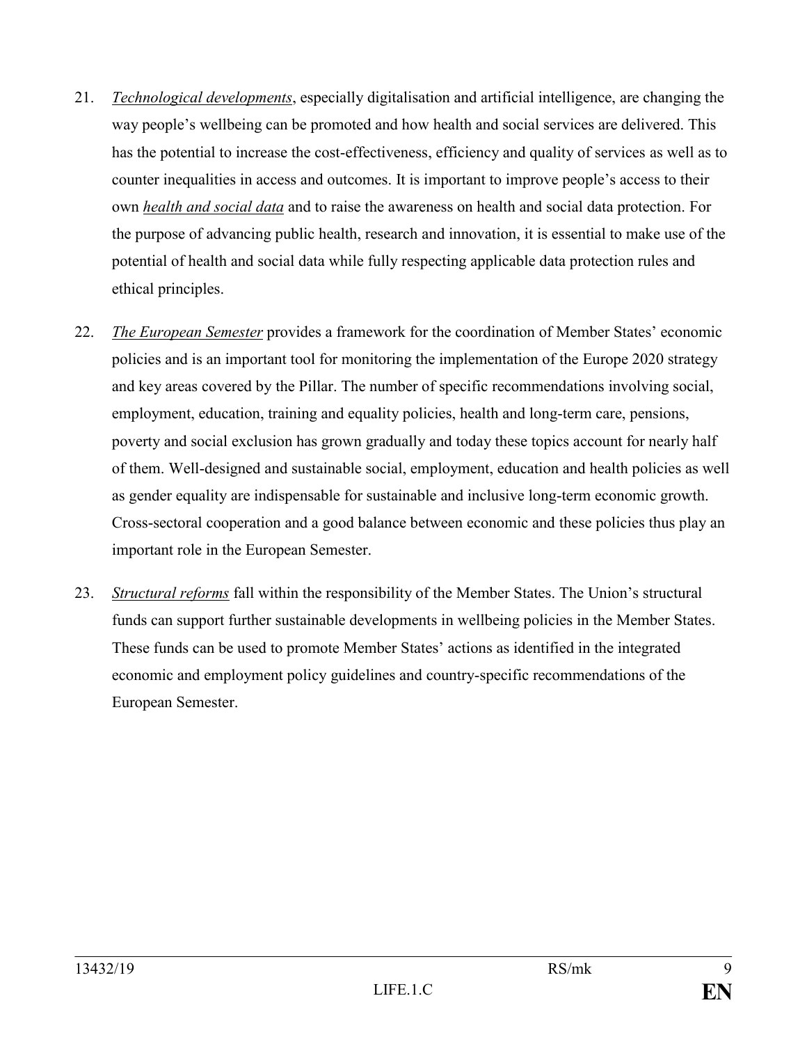21. *Technological developments*, especially digitalisation and artificial intelligence, are changing the way people's wellbeing can be promoted and how health and social services are delivered. This has the potential to increase the cost-effectiveness, efficiency and quality of services as well as to counter inequalities in access and outcomes. It is important to improve people's access to their own *health and social data* and to raise the awareness on health and social data protection. For the purpose of advancing public health, research and innovation, it is essential to make use of the potential of health and social data while fully respecting applicable data protection rules and ethical principles.

22. *The European Semester* provides a framework for the coordination of Member States' economic policies and is an important tool for monitoring the implementation of the Europe 2020 strategy and key areas covered by the Pillar. The number of specific recommendations involving social, employment, education, training and equality policies, health and long-term care, pensions, poverty and social exclusion has grown gradually and today these topics account for nearly half of them. Well-designed and sustainable social, employment, education and health policies as well as gender equality are indispensable for sustainable and inclusive long-term economic growth. Cross-sectoral cooperation and a good balance between economic and these policies thus play an important role in the European Semester.

23. *Structural reforms* fall within the responsibility of the Member States. The Union's structural funds can support further sustainable developments in wellbeing policies in the Member States. These funds can be used to promote Member States' actions as identified in the integrated economic and employment policy guidelines and country-specific recommendations of the European Semester.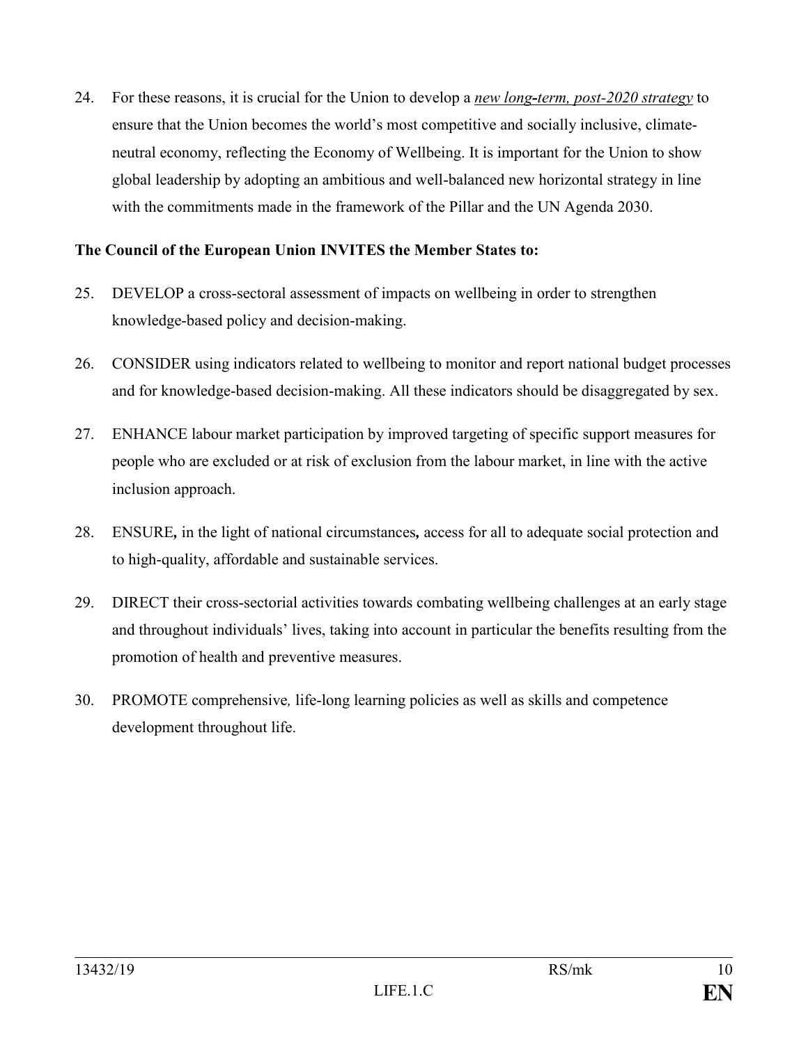24. For these reasons, it is crucial for the Union to develop a *new long-term, post-2020 strategy* to ensure that the Union becomes the world's most competitive and socially inclusive, climate-neutral economy, reflecting the Economy of Wellbeing. It is important for the Union to show global leadership by adopting an ambitious and well-balanced new horizontal strategy in line with the commitments made in the framework of the Pillar and the UN Agenda 2030.

**The Council of the European Union INVITES the Member States to:**

25. DEVELOP a cross-sectoral assessment of impacts on wellbeing in order to strengthen knowledge-based policy and decision-making.

26. CONSIDER using indicators related to wellbeing to monitor and report national budget processes and for knowledge-based decision-making. All these indicators should be disaggregated by sex.

27. ENHANCE labour market participation by improved targeting of specific support measures for people who are excluded or at risk of exclusion from the labour market, in line with the active inclusion approach.

28. ENSURE**,** in the light of national circumstances**,** access for all to adequate social protection and to high-quality, affordable and sustainable services.

29. DIRECT their cross-sectorial activities towards combating wellbeing challenges at an early stage and throughout individuals' lives, taking into account in particular the benefits resulting from the promotion of health and preventive measures.

30. PROMOTE comprehensive*,* life-long learning policies as well as skills and competence development throughout life.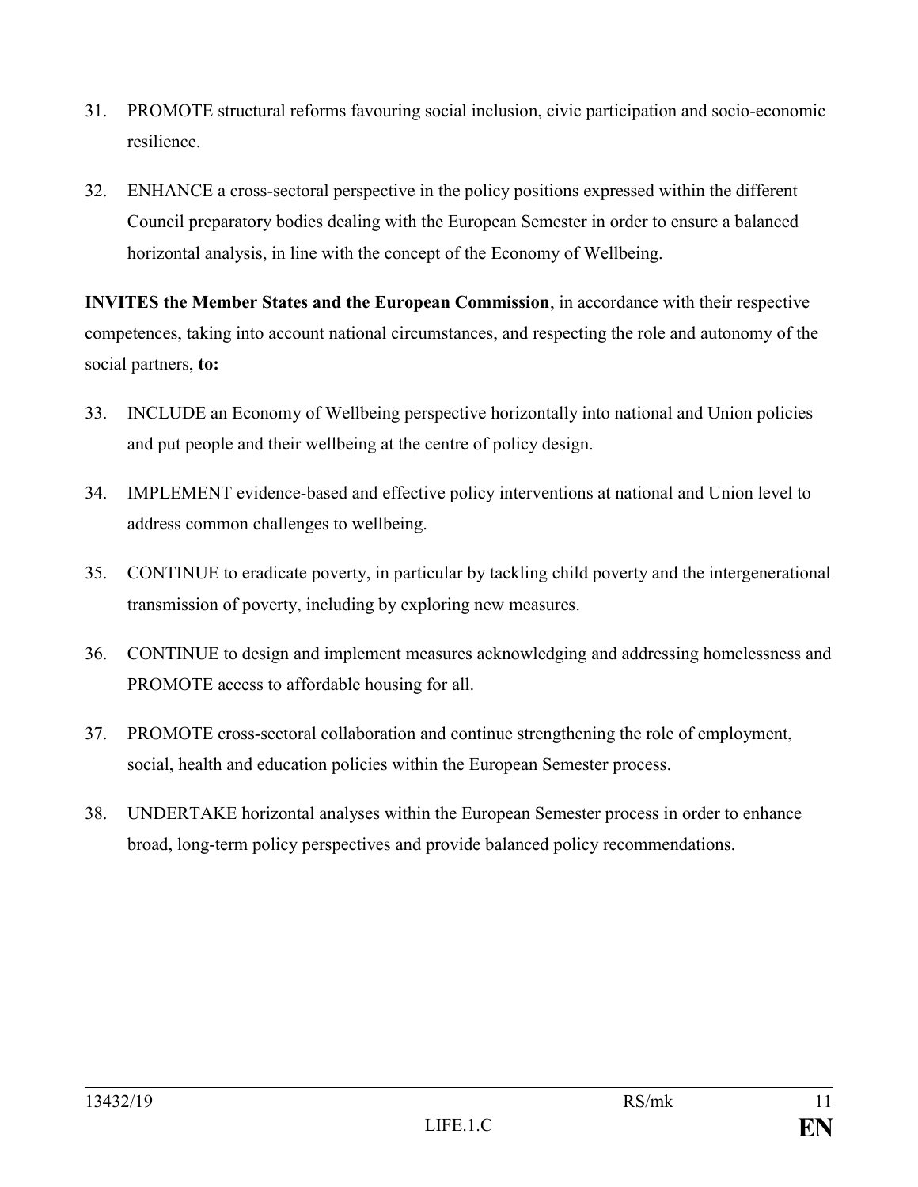31. PROMOTE structural reforms favouring social inclusion, civic participation and socio-economic resilience.

32. ENHANCE a cross-sectoral perspective in the policy positions expressed within the different Council preparatory bodies dealing with the European Semester in order to ensure a balanced horizontal analysis, in line with the concept of the Economy of Wellbeing.

**INVITES the Member States and the European Commission**, in accordance with their respective competences, taking into account national circumstances, and respecting the role and autonomy of the social partners, **to:**

33. INCLUDE an Economy of Wellbeing perspective horizontally into national and Union policies and put people and their wellbeing at the centre of policy design.

34. IMPLEMENT evidence-based and effective policy interventions at national and Union level to address common challenges to wellbeing.

35. CONTINUE to eradicate poverty, in particular by tackling child poverty and the intergenerational transmission of poverty, including by exploring new measures.

36. CONTINUE to design and implement measures acknowledging and addressing homelessness and PROMOTE access to affordable housing for all.

37. PROMOTE cross-sectoral collaboration and continue strengthening the role of employment, social, health and education policies within the European Semester process.

38. UNDERTAKE horizontal analyses within the European Semester process in order to enhance broad, long-term policy perspectives and provide balanced policy recommendations.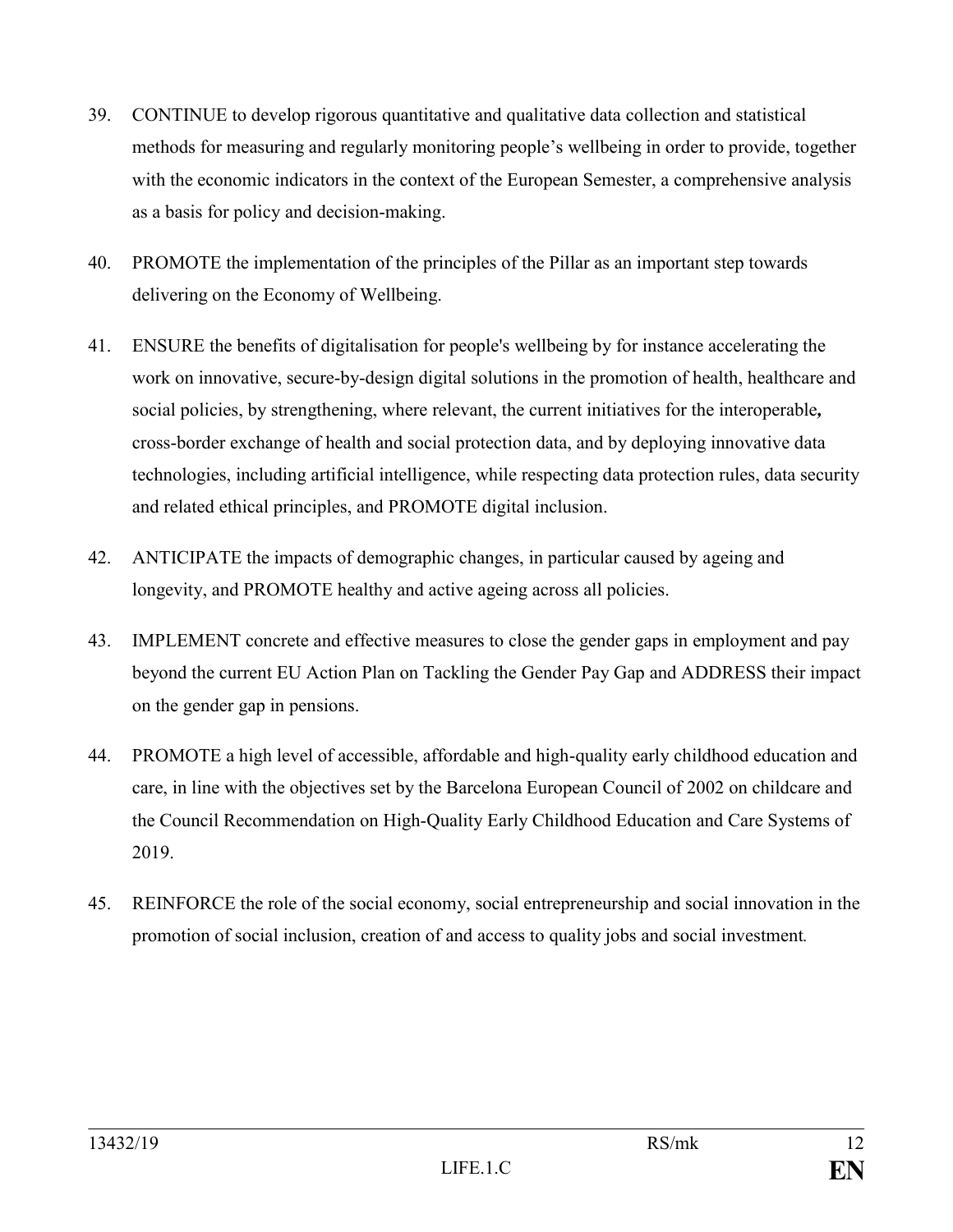39. CONTINUE to develop rigorous quantitative and qualitative data collection and statistical methods for measuring and regularly monitoring people's wellbeing in order to provide, together with the economic indicators in the context of the European Semester, a comprehensive analysis as a basis for policy and decision-making.

40. PROMOTE the implementation of the principles of the Pillar as an important step towards delivering on the Economy of Wellbeing.

41. ENSURE the benefits of digitalisation for people's wellbeing by for instance accelerating the work on innovative, secure-by-design digital solutions in the promotion of health, healthcare and social policies, by strengthening, where relevant, the current initiatives for the interoperable**,** cross-border exchange of health and social protection data, and by deploying innovative data technologies, including artificial intelligence, while respecting data protection rules, data security and related ethical principles, and PROMOTE digital inclusion.

42. ANTICIPATE the impacts of demographic changes, in particular caused by ageing and longevity, and PROMOTE healthy and active ageing across all policies.

43. IMPLEMENT concrete and effective measures to close the gender gaps in employment and pay beyond the current EU Action Plan on Tackling the Gender Pay Gap and ADDRESS their impact on the gender gap in pensions.

44. PROMOTE a high level of accessible, affordable and high-quality early childhood education and care, in line with the objectives set by the Barcelona European Council of 2002 on childcare and the Council Recommendation on High-Quality Early Childhood Education and Care Systems of 2019.

45. REINFORCE the role of the social economy, social entrepreneurship and social innovation in the promotion of social inclusion, creation of and access to quality jobs and social investment.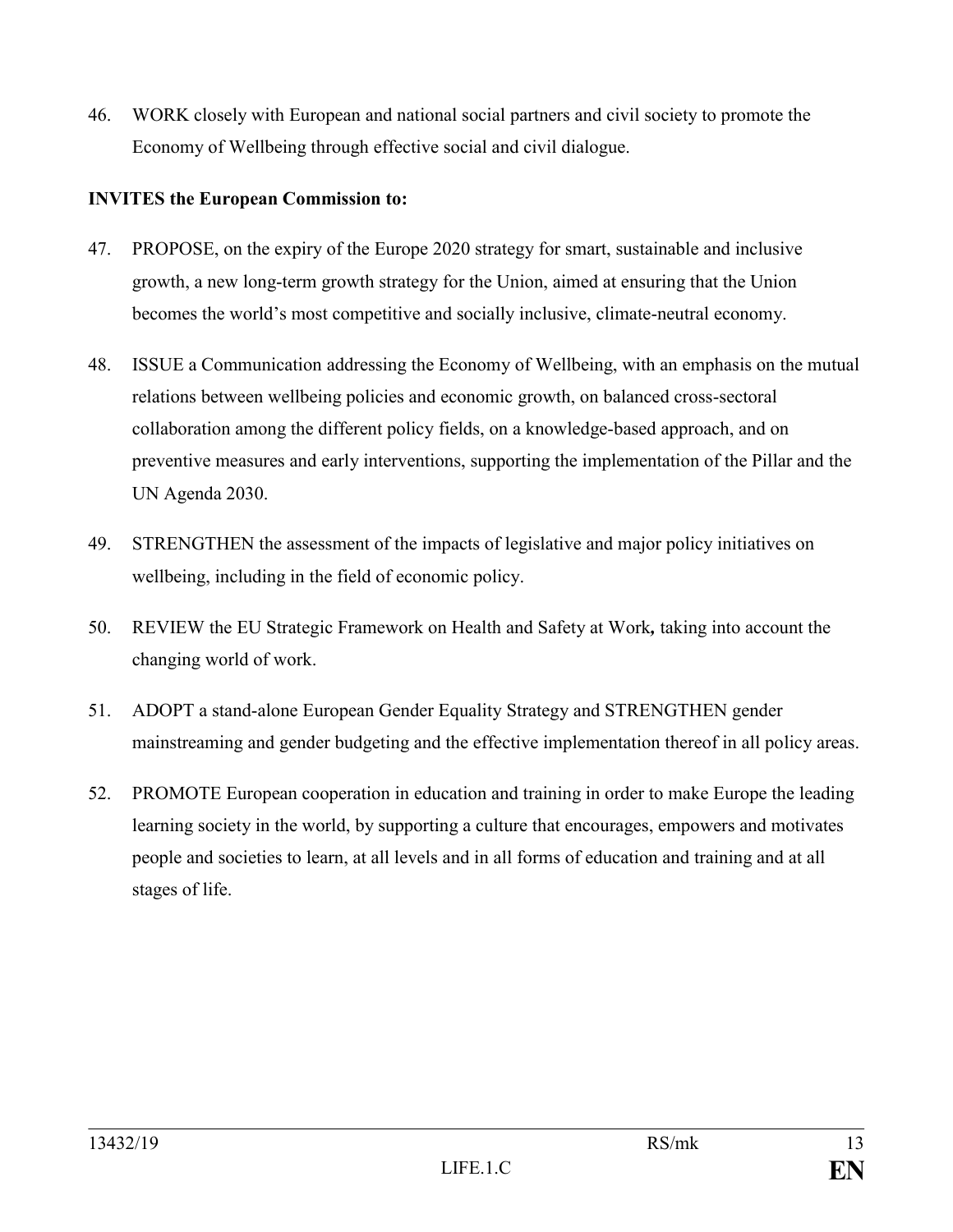46. WORK closely with European and national social partners and civil society to promote the Economy of Wellbeing through effective social and civil dialogue.

**INVITES the European Commission to:**

47. PROPOSE, on the expiry of the Europe 2020 strategy for smart, sustainable and inclusive growth, a new long-term growth strategy for the Union, aimed at ensuring that the Union becomes the world's most competitive and socially inclusive, climate-neutral economy.

48. ISSUE a Communication addressing the Economy of Wellbeing, with an emphasis on the mutual relations between wellbeing policies and economic growth, on balanced cross-sectoral collaboration among the different policy fields, on a knowledge-based approach, and on preventive measures and early interventions, supporting the implementation of the Pillar and the UN Agenda 2030.

49. STRENGTHEN the assessment of the impacts of legislative and major policy initiatives on wellbeing, including in the field of economic policy.

50. REVIEW the EU Strategic Framework on Health and Safety at Work**,** taking into account the changing world of work.

51. ADOPT a stand-alone European Gender Equality Strategy and STRENGTHEN gender mainstreaming and gender budgeting and the effective implementation thereof in all policy areas.

52. PROMOTE European cooperation in education and training in order to make Europe the leading learning society in the world, by supporting a culture that encourages, empowers and motivates people and societies to learn, at all levels and in all forms of education and training and at all stages of life.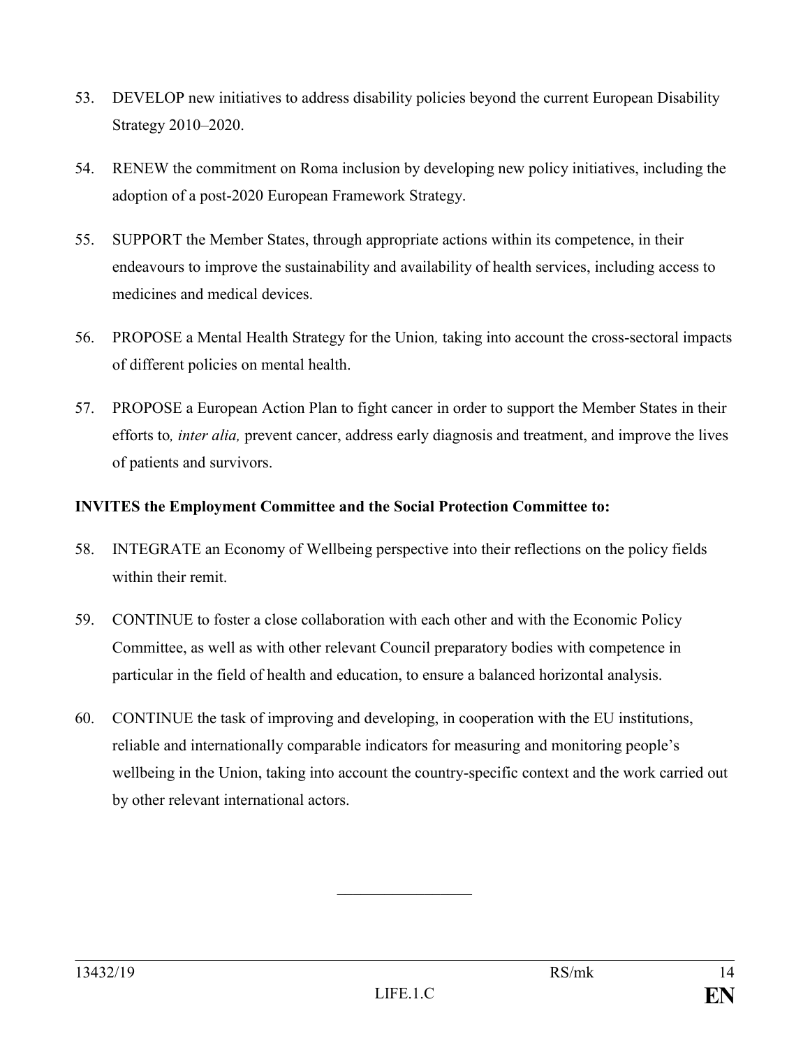53. DEVELOP new initiatives to address disability policies beyond the current European Disability Strategy 2010–2020.

54. RENEW the commitment on Roma inclusion by developing new policy initiatives, including the adoption of a post-2020 European Framework Strategy.

55. SUPPORT the Member States, through appropriate actions within its competence, in their endeavours to improve the sustainability and availability of health services, including access to medicines and medical devices.

56. PROPOSE a Mental Health Strategy for the Union*,* taking into account the cross-sectoral impacts of different policies on mental health.

57. PROPOSE a European Action Plan to fight cancer in order to support the Member States in their efforts to*, inter alia,* prevent cancer, address early diagnosis and treatment, and improve the lives of patients and survivors.

**INVITES the Employment Committee and the Social Protection Committee to:**

58. INTEGRATE an Economy of Wellbeing perspective into their reflections on the policy fields within their remit.

59. CONTINUE to foster a close collaboration with each other and with the Economic Policy Committee, as well as with other relevant Council preparatory bodies with competence in particular in the field of health and education, to ensure a balanced horizontal analysis.

60. CONTINUE the task of improving and developing, in cooperation with the EU institutions, reliable and internationally comparable indicators for measuring and monitoring people's wellbeing in the Union, taking into account the country-specific context and the work carried out by other relevant international actors.